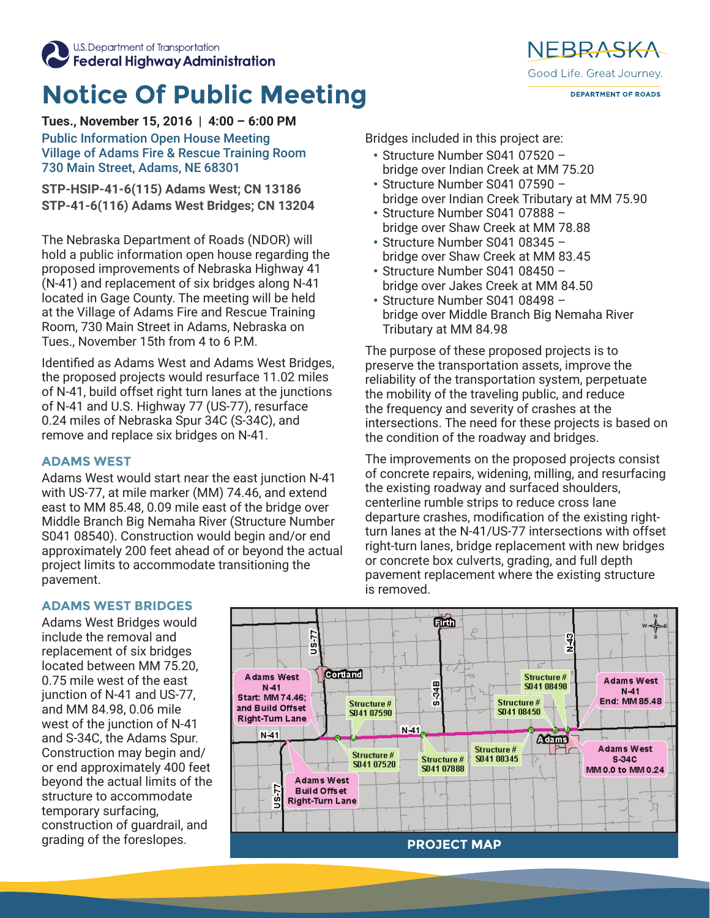U.S. Department of Transportation
Federal Highway Administration

NEBRASKA
Good Life. Great Journey.
DEPARTMENT OF ROADS

# Notice Of Public Meeting

**Tues., November 15, 2016 | 4:00 – 6:00 PM**

Public Information Open House Meeting
Village of Adams Fire & Rescue Training Room
730 Main Street, Adams, NE 68301

**STP-HSIP-41-6(115) Adams West; CN 13186**
**STP-41-6(116) Adams West Bridges; CN 13204**

The Nebraska Department of Roads (NDOR) will hold a public information open house regarding the proposed improvements of Nebraska Highway 41 (N-41) and replacement of six bridges along N-41 located in Gage County. The meeting will be held at the Village of Adams Fire and Rescue Training Room, 730 Main Street in Adams, Nebraska on Tues., November 15th from 4 to 6 P.M.

Identified as Adams West and Adams West Bridges, the proposed projects would resurface 11.02 miles of N-41, build offset right turn lanes at the junctions of N-41 and U.S. Highway 77 (US-77), resurface 0.24 miles of Nebraska Spur 34C (S-34C), and remove and replace six bridges on N-41.

## ADAMS WEST

Adams West would start near the east junction N-41 with US-77, at mile marker (MM) 74.46, and extend east to MM 85.48, 0.09 mile east of the bridge over Middle Branch Big Nemaha River (Structure Number S041 08540). Construction would begin and/or end approximately 200 feet ahead of or beyond the actual project limits to accommodate transitioning the pavement.

## ADAMS WEST BRIDGES

Adams West Bridges would include the removal and replacement of six bridges located between MM 75.20, 0.75 mile west of the east junction of N-41 and US-77, and MM 84.98, 0.06 mile west of the junction of N-41 and S-34C, the Adams Spur. Construction may begin and/or end approximately 400 feet beyond the actual limits of the structure to accommodate temporary surfacing, construction of guardrail, and grading of the foreslopes.

Bridges included in this project are:

- Structure Number S041 07520 – bridge over Indian Creek at MM 75.20
- Structure Number S041 07590 – bridge over Indian Creek Tributary at MM 75.90
- Structure Number S041 07888 – bridge over Shaw Creek at MM 78.88
- Structure Number S041 08345 – bridge over Shaw Creek at MM 83.45
- Structure Number S041 08450 – bridge over Jakes Creek at MM 84.50
- Structure Number S041 08498 – bridge over Middle Branch Big Nemaha River Tributary at MM 84.98

The purpose of these proposed projects is to preserve the transportation assets, improve the reliability of the transportation system, perpetuate the mobility of the traveling public, and reduce the frequency and severity of crashes at the intersections. The need for these projects is based on the condition of the roadway and bridges.

The improvements on the proposed projects consist of concrete repairs, widening, milling, and resurfacing the existing roadway and surfaced shoulders, centerline rumble strips to reduce cross lane departure crashes, modification of the existing right-turn lanes at the N-41/US-77 intersections with offset right-turn lanes, bridge replacement with new bridges or concrete box culverts, grading, and full depth pavement replacement where the existing structure is removed.

**PROJECT MAP**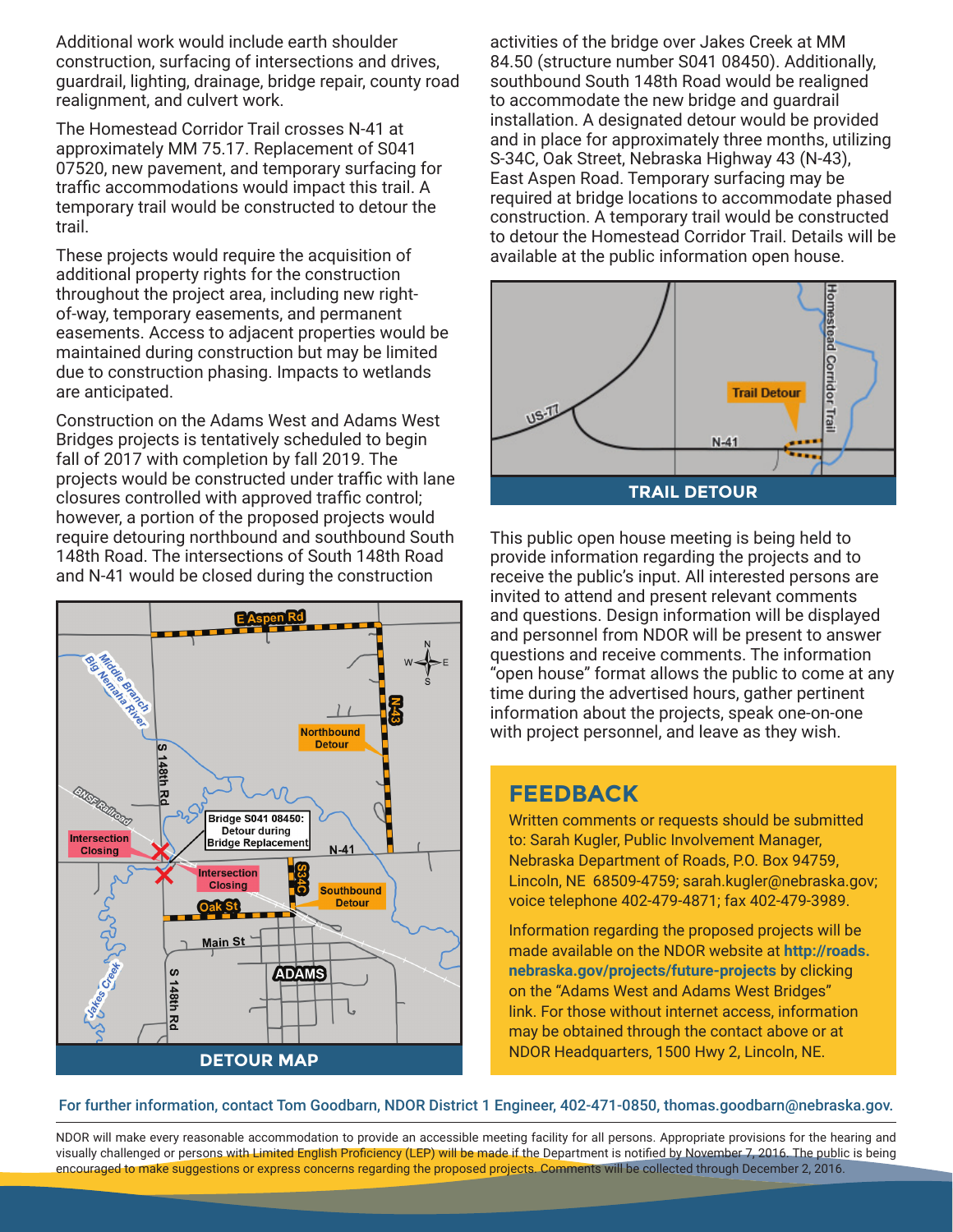Additional work would include earth shoulder construction, surfacing of intersections and drives, guardrail, lighting, drainage, bridge repair, county road realignment, and culvert work.

The Homestead Corridor Trail crosses N-41 at approximately MM 75.17. Replacement of S041 07520, new pavement, and temporary surfacing for traffic accommodations would impact this trail. A temporary trail would be constructed to detour the trail.

These projects would require the acquisition of additional property rights for the construction throughout the project area, including new right-of-way, temporary easements, and permanent easements. Access to adjacent properties would be maintained during construction but may be limited due to construction phasing. Impacts to wetlands are anticipated.

Construction on the Adams West and Adams West Bridges projects is tentatively scheduled to begin fall of 2017 with completion by fall 2019. The projects would be constructed under traffic with lane closures controlled with approved traffic control; however, a portion of the proposed projects would require detouring northbound and southbound South 148th Road. The intersections of South 148th Road and N-41 would be closed during the construction

E Aspen Rd

N-43

Northbound Detour

S 148th Rd

Middle Branch Big Nemaha River

BNSF Railroad

Bridge S041 08450: Detour during Bridge Replacement

Intersection Closing

Intersection Closing

N-41

S34C

Southbound Detour

Oak St

Main St

ADAMS

S 148th Rd

Jakes Creek

DETOUR MAP

activities of the bridge over Jakes Creek at MM 84.50 (structure number S041 08450). Additionally, southbound South 148th Road would be realigned to accommodate the new bridge and guardrail installation. A designated detour would be provided and in place for approximately three months, utilizing S-34C, Oak Street, Nebraska Highway 43 (N-43), East Aspen Road. Temporary surfacing may be required at bridge locations to accommodate phased construction. A temporary trail would be constructed to detour the Homestead Corridor Trail. Details will be available at the public information open house.

US-77

Trail Detour

Homestead Corridor Trail

N-41

TRAIL DETOUR

This public open house meeting is being held to provide information regarding the projects and to receive the public's input. All interested persons are invited to attend and present relevant comments and questions. Design information will be displayed and personnel from NDOR will be present to answer questions and receive comments. The information "open house" format allows the public to come at any time during the advertised hours, gather pertinent information about the projects, speak one-on-one with project personnel, and leave as they wish.

## FEEDBACK

Written comments or requests should be submitted to: Sarah Kugler, Public Involvement Manager, Nebraska Department of Roads, P.O. Box 94759, Lincoln, NE 68509-4759; sarah.kugler@nebraska.gov; voice telephone 402-479-4871; fax 402-479-3989.

Information regarding the proposed projects will be made available on the NDOR website at **http://roads.nebraska.gov/projects/future-projects** by clicking on the "Adams West and Adams West Bridges" link. For those without internet access, information may be obtained through the contact above or at NDOR Headquarters, 1500 Hwy 2, Lincoln, NE.

For further information, contact Tom Goodbarn, NDOR District 1 Engineer, 402-471-0850, thomas.goodbarn@nebraska.gov.

NDOR will make every reasonable accommodation to provide an accessible meeting facility for all persons. Appropriate provisions for the hearing and visually challenged or persons with Limited English Proficiency (LEP) will be made if the Department is notified by November 7, 2016. The public is being encouraged to make suggestions or express concerns regarding the proposed projects. Comments will be collected through December 2, 2016.